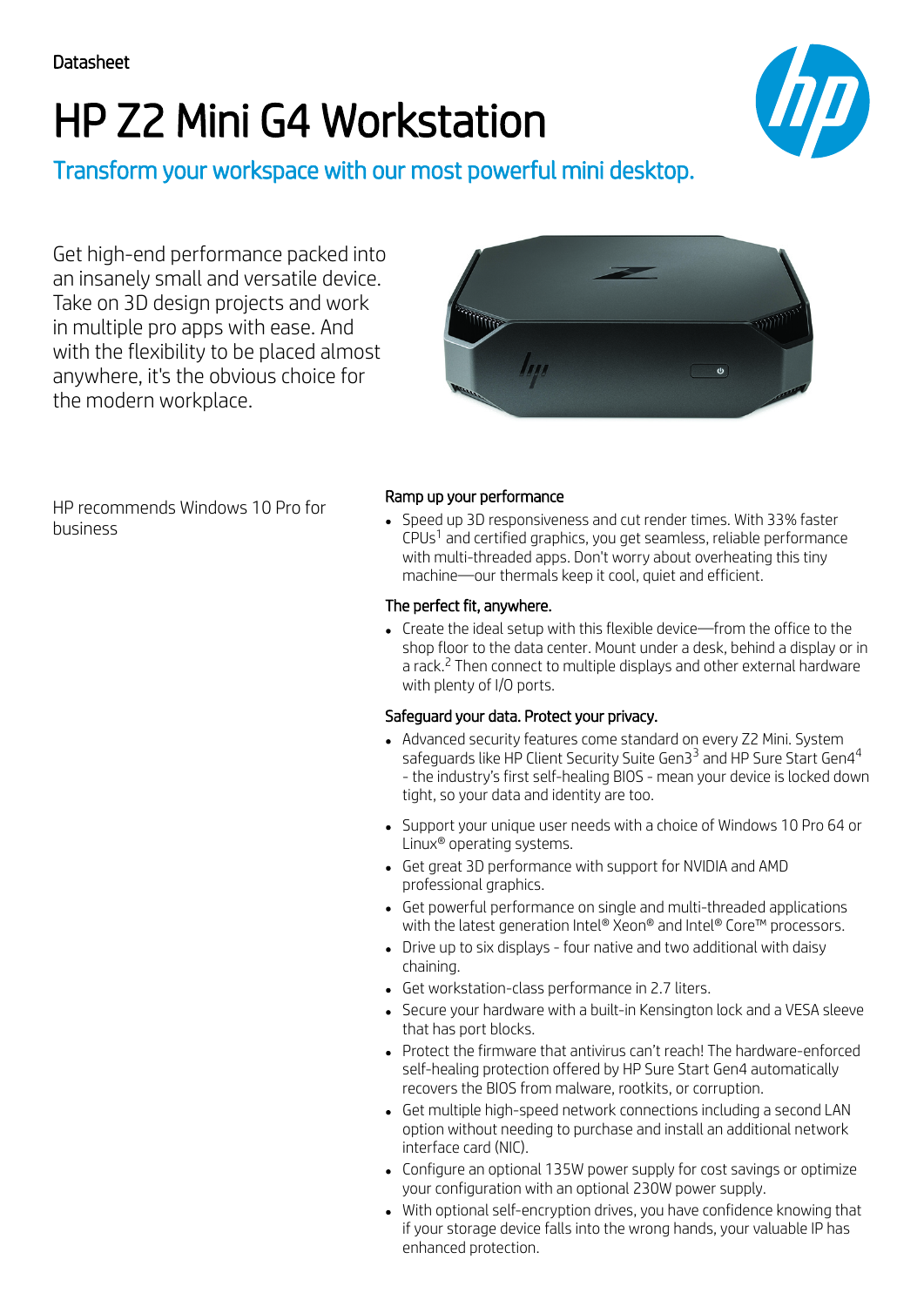Datasheet

# HP Z2 Mini G4 Workstation

## Transform your workspace with our most powerful mini desktop.

Get high-end performance packed into an insanely small and versatile device. Take on 3D design projects and work in multiple pro apps with ease. And with the flexibility to be placed almost anywhere, it's the obvious choice for the modern workplace.

HP recommends Windows 10 Pro for business

### Ramp up your performance

- Speed up 3D responsiveness and cut render times. With 33% faster CPUs[1] and certified graphics, you get seamless, reliable performance with multi-threaded apps. Don't worry about overheating this tiny machine—our thermals keep it cool, quiet and efficient.

### The perfect fit, anywhere.

- Create the ideal setup with this flexible device—from the office to the shop floor to the data center. Mount under a desk, behind a display or in a rack.[2] Then connect to multiple displays and other external hardware with plenty of I/O ports.

### Safeguard your data. Protect your privacy.

- Advanced security features come standard on every Z2 Mini. System safeguards like HP Client Security Suite Gen3[3] and HP Sure Start Gen4[4] - the industry's first self-healing BIOS - mean your device is locked down tight, so your data and identity are too.
- Support your unique user needs with a choice of Windows 10 Pro 64 or Linux® operating systems.
- Get great 3D performance with support for NVIDIA and AMD professional graphics.
- Get powerful performance on single and multi-threaded applications with the latest generation Intel® Xeon® and Intel® Core™ processors.
- Drive up to six displays - four native and two additional with daisy chaining.
- Get workstation-class performance in 2.7 liters.
- Secure your hardware with a built-in Kensington lock and a VESA sleeve that has port blocks.
- Protect the firmware that antivirus can't reach! The hardware-enforced self-healing protection offered by HP Sure Start Gen4 automatically recovers the BIOS from malware, rootkits, or corruption.
- Get multiple high-speed network connections including a second LAN option without needing to purchase and install an additional network interface card (NIC).
- Configure an optional 135W power supply for cost savings or optimize your configuration with an optional 230W power supply.
- With optional self-encryption drives, you have confidence knowing that if your storage device falls into the wrong hands, your valuable IP has enhanced protection.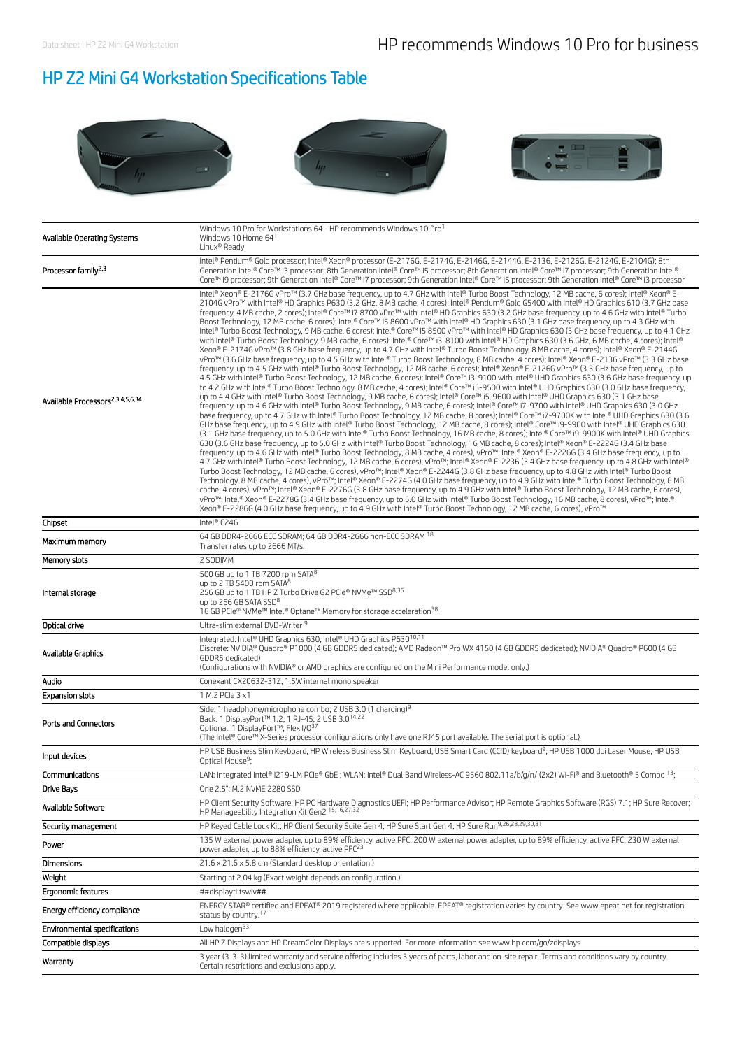# HP Z2 Mini G4 Workstation Specifications Table

| | |
|---|---|
| Available Operating Systems | Windows 10 Pro for Workstations 64 - HP recommends Windows 10 Pro[1]<br>Windows 10 Home 64[1]<br>Linux® Ready |
| Processor family[2,3] | Intel® Pentium® Gold processor; Intel® Xeon® processor (E-2176G, E-2174G, E-2146G, E-2144G, E-2136, E-2126G, E-2124G, E-2104G); 8th Generation Intel® Core™ i3 processor; 8th Generation Intel® Core™ i5 processor; 8th Generation Intel® Core™ i7 processor; 9th Generation Intel® Core™ i9 processor; 9th Generation Intel® Core™ i7 processor; 9th Generation Intel® Core™ i5 processor; 9th Generation Intel® Core™ i3 processor |
| Available Processors[2,3,4,5,6,34] | Intel® Xeon® E-2176G vPro™ (3.7 GHz base frequency, up to 4.7 GHz with Intel® Turbo Boost Technology, 12 MB cache, 6 cores); Intel® Xeon® E-2104G vPro™ with Intel® HD Graphics P630 (3.2 GHz, 8 MB cache, 4 cores); Intel® Pentium® Gold G5400 with Intel® HD Graphics 610 (3.7 GHz base frequency, 4 MB cache, 2 cores); Intel® Core™ i7 8700 vPro™ with Intel® HD Graphics 630 (3.2 GHz base frequency, up to 4.6 GHz with Intel® Turbo Boost Technology, 12 MB cache, 6 cores); Intel® Core™ i5 8600 vPro™ with Intel® HD Graphics 630 (3.1 GHz base frequency, up to 4.3 GHz with Intel® Turbo Boost Technology, 9 MB cache, 6 cores); Intel® Core™ i5 8500 vPro™ with Intel® HD Graphics 630 (3 GHz base frequency, up to 4.1 GHz with Intel® Turbo Boost Technology, 9 MB cache, 6 cores); Intel® Core™ i3-8100 with Intel® HD Graphics 630 (3.6 GHz, 6 MB cache, 4 cores); Intel® Xeon® E-2174G vPro™ (3.8 GHz base frequency, up to 4.7 GHz with Intel® Turbo Boost Technology, 8 MB cache, 4 cores); Intel® Xeon® E-2144G vPro™ (3.6 GHz base frequency, up to 4.5 GHz with Intel® Turbo Boost Technology, 8 MB cache, 4 cores); Intel® Xeon® E-2136 vPro™ (3.3 GHz base frequency, up to 4.5 GHz with Intel® Turbo Boost Technology, 12 MB cache, 6 cores); Intel® Xeon® E-2126G vPro™ (3.3 GHz base frequency, up to 4.5 GHz with Intel® Turbo Boost Technology, 12 MB cache, 6 cores); Intel® Core™ i3-9100 with Intel® UHD Graphics 630 (3.6 GHz base frequency, up to 4.2 GHz with Intel® Turbo Boost Technology, 8 MB cache, 4 cores); Intel® Core™ i5-9500 with Intel® UHD Graphics 630 (3.0 GHz base frequency, up to 4.4 GHz with Intel® Turbo Boost Technology, 9 MB cache, 6 cores); Intel® Core™ i5-9600 with Intel® UHD Graphics 630 (3.1 GHz base frequency, up to 4.6 GHz with Intel® Turbo Boost Technology, 9 MB cache, 6 cores); Intel® Core™ i7-9700 with Intel® UHD Graphics 630 (3.0 GHz base frequency, up to 4.7 GHz with Intel® Turbo Boost Technology, 12 MB cache, 8 cores); Intel® Core™ i7-9700K with Intel® UHD Graphics 630 (3.6 GHz base frequency, up to 4.9 GHz with Intel® Turbo Boost Technology, 12 MB cache, 8 cores); Intel® Core™ i9-9900 with Intel® UHD Graphics 630 (3.1 GHz base frequency, up to 5.0 GHz with Intel® Turbo Boost Technology, 16 MB cache, 8 cores); Intel® Core™ i9-9900K with Intel® UHD Graphics 630 (3.6 GHz base frequency, up to 5.0 GHz with Intel® Turbo Boost Technology, 16 MB cache, 8 cores); Intel® Xeon® E-2224G (3.4 GHz base frequency, up to 4.6 GHz with Intel® Turbo Boost Technology, 8 MB cache, 4 cores), vPro™; Intel® Xeon® E-2226G (3.4 GHz base frequency, up to 4.7 GHz with Intel® Turbo Boost Technology, 12 MB cache, 6 cores), vPro™; Intel® Xeon® E-2236 (3.4 GHz base frequency, up to 4.8 GHz with Intel® Turbo Boost Technology, 12 MB cache, 6 cores), vPro™; Intel® Xeon® E-2244G (3.8 GHz base frequency, up to 4.8 GHz with Intel® Turbo Boost Technology, 8 MB cache, 4 cores), vPro™; Intel® Xeon® E-2274G (4.0 GHz base frequency, up to 4.9 GHz with Intel® Turbo Boost Technology, 8 MB cache, 4 cores), vPro™; Intel® Xeon® E-2276G (3.8 GHz base frequency, up to 4.9 GHz with Intel® Turbo Boost Technology, 12 MB cache, 6 cores), vPro™; Intel® Xeon® E-2278G (3.4 GHz base frequency, up to 5.0 GHz with Intel® Turbo Boost Technology, 16 MB cache, 8 cores), vPro™; Intel® Xeon® E-2286G (4.0 GHz base frequency, up to 4.9 GHz with Intel® Turbo Boost Technology, 12 MB cache, 6 cores), vPro™ |
| Chipset | Intel® C246 |
| Maximum memory | 64 GB DDR4-2666 ECC SDRAM; 64 GB DDR4-2666 non-ECC SDRAM [18]<br>Transfer rates up to 2666 MT/s. |
| Memory slots | 2 SODIMM |
| Internal storage | 500 GB up to 1 TB 7200 rpm SATA[8]<br>up to 2 TB 5400 rpm SATA[8]<br>256 GB up to 1 TB HP Z Turbo Drive G2 PCIe® NVMe™ SSD[8,35]<br>up to 256 GB SATA SSD[8]<br>16 GB PCIe® NVMe™ Intel® Optane™ Memory for storage acceleration[38] |
| Optical drive | Ultra-slim external DVD-Writer [9] |
| Available Graphics | Integrated: Intel® UHD Graphics 630; Intel® UHD Graphics P630[10,11]<br>Discrete: NVIDIA® Quadro® P1000 (4 GB GDDR5 dedicated); AMD Radeon™ Pro WX 4150 (4 GB GDDR5 dedicated); NVIDIA® Quadro® P600 (4 GB GDDR5 dedicated)<br>(Configurations with NVIDIA® or AMD graphics are configured on the Mini Performance model only.) |
| Audio | Conexant CX20632-31Z, 1.5W internal mono speaker |
| Expansion slots | 1 M.2 PCIe 3 x1 |
| Ports and Connectors | Side: 1 headphone/microphone combo; 2 USB 3.0 (1 charging)[9]<br>Back: 1 DisplayPort™ 1.2; 1 RJ-45; 2 USB 3.0[14,22]<br>Optional: 1 DisplayPort™; Flex I/O[37]<br>(The Intel® Core™ X-Series processor configurations only have one RJ45 port available. The serial port is optional.) |
| Input devices | HP USB Business Slim Keyboard; HP Wireless Business Slim Keyboard; USB Smart Card (CCID) keyboard[9]; HP USB 1000 dpi Laser Mouse; HP USB Optical Mouse[9]; |
| Communications | LAN: Integrated Intel® I219-LM PCIe® GbE ; WLAN: Intel® Dual Band Wireless-AC 9560 802.11a/b/g/n/ (2x2) Wi-Fi® and Bluetooth® 5 Combo [13]; |
| Drive Bays | One 2.5"; M.2 NVME 2280 SSD |
| Available Software | HP Client Security Software; HP PC Hardware Diagnostics UEFI; HP Performance Advisor; HP Remote Graphics Software (RGS) 7.1; HP Sure Recover; HP Manageability Integration Kit Gen2 [15,16,27,32] |
| Security management | HP Keyed Cable Lock Kit; HP Client Security Suite Gen 4; HP Sure Start Gen 4; HP Sure Run[9,26,28,29,30,31] |
| Power | 135 W external power adapter, up to 89% efficiency, active PFC; 200 W external power adapter, up to 89% efficiency, active PFC; 230 W external power adapter, up to 88% efficiency, active PFC[23] |
| Dimensions | 21.6 x 21.6 x 5.8 cm (Standard desktop orientation.) |
| Weight | Starting at 2.04 kg (Exact weight depends on configuration.) |
| Ergonomic features | ##displaytiltswiv## |
| Energy efficiency compliance | ENERGY STAR® certified and EPEAT® 2019 registered where applicable. EPEAT® registration varies by country. See www.epeat.net for registration status by country.[17] |
| Environmental specifications | Low halogen[33] |
| Compatible displays | All HP Z Displays and HP DreamColor Displays are supported. For more information see www.hp.com/go/zdisplays |
| Warranty | 3 year (3-3-3) limited warranty and service offering includes 3 years of parts, labor and on-site repair. Terms and conditions vary by country. Certain restrictions and exclusions apply. |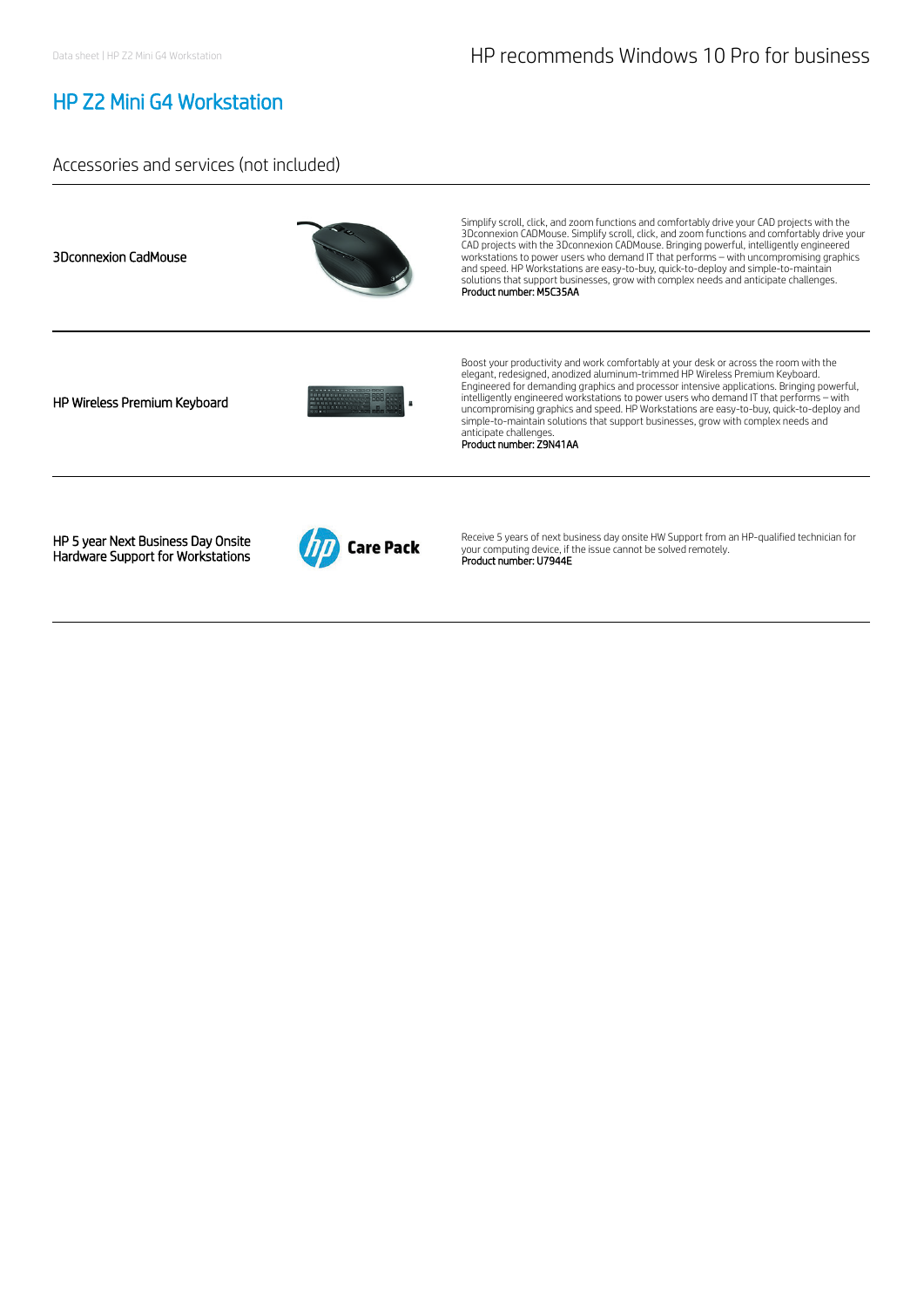HP recommends Windows 10 Pro for business

# HP Z2 Mini G4 Workstation

## Accessories and services (not included)

| | |
|---|---|
| 3Dconnexion CadMouse | Simplify scroll, click, and zoom functions and comfortably drive your CAD projects with the 3Dconnexion CADMouse. Simplify scroll, click, and zoom functions and comfortably drive your CAD projects with the 3Dconnexion CADMouse. Bringing powerful, intelligently engineered workstations to power users who demand IT that performs – with uncompromising graphics and speed. HP Workstations are easy-to-buy, quick-to-deploy and simple-to-maintain solutions that support businesses, grow with complex needs and anticipate challenges.<br>**Product number: M5C35AA** |
| HP Wireless Premium Keyboard | Boost your productivity and work comfortably at your desk or across the room with the elegant, redesigned, anodized aluminum-trimmed HP Wireless Premium Keyboard. Engineered for demanding graphics and processor intensive applications. Bringing powerful, intelligently engineered workstations to power users who demand IT that performs – with uncompromising graphics and speed. HP Workstations are easy-to-buy, quick-to-deploy and simple-to-maintain solutions that support businesses, grow with complex needs and anticipate challenges.<br>**Product number: Z9N41AA** |
| HP 5 year Next Business Day Onsite Hardware Support for Workstations | Receive 5 years of next business day onsite HW Support from an HP-qualified technician for your computing device, if the issue cannot be solved remotely.<br>**Product number: U7944E** |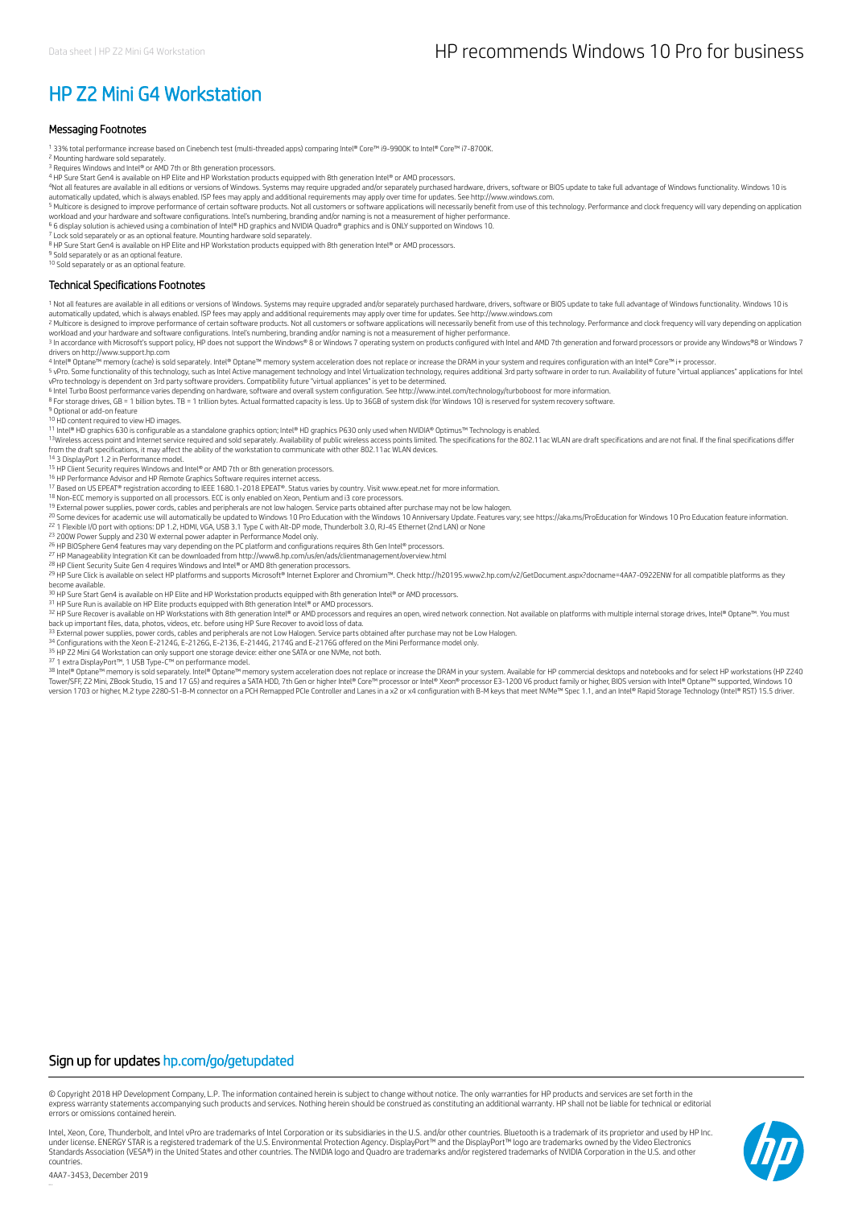# HP Z2 Mini G4 Workstation

## Messaging Footnotes

[1] 33% total performance increase based on Cinebench test (multi-threaded apps) comparing Intel® Core™ i9-9900K to Intel® Core™ i7-8700K.
[2] Mounting hardware sold separately.
[3] Requires Windows and Intel® or AMD 7th or 8th generation processors.
[4] HP Sure Start Gen4 is available on HP Elite and HP Workstation products equipped with 8th generation Intel® or AMD processors.
[4]Not all features are available in all editions or versions of Windows. Systems may require upgraded and/or separately purchased hardware, drivers, software or BIOS update to take full advantage of Windows functionality. Windows 10 is automatically updated, which is always enabled. ISP fees may apply and additional requirements may apply over time for updates. See http://www.windows.com.
[5] Multicore is designed to improve performance of certain software products. Not all customers or software applications will necessarily benefit from use of this technology. Performance and clock frequency will vary depending on application workload and your hardware and software configurations. Intel's numbering, branding and/or naming is not a measurement of higher performance.
[6] 6 display solution is achieved using a combination of Intel® HD graphics and NVIDIA Quadro® graphics and is ONLY supported on Windows 10.
[7] Lock sold separately or as an optional feature. Mounting hardware sold separately.
[8] HP Sure Start Gen4 is available on HP Elite and HP Workstation products equipped with 8th generation Intel® or AMD processors.
[9] Sold separately or as an optional feature.
[10] Sold separately or as an optional feature.

## Technical Specifications Footnotes

[1] Not all features are available in all editions or versions of Windows. Systems may require upgraded and/or separately purchased hardware, drivers, software or BIOS update to take full advantage of Windows functionality. Windows 10 is automatically updated, which is always enabled. ISP fees may apply and additional requirements may apply over time for updates. See http://www.windows.com
[2] Multicore is designed to improve performance of certain software products. Not all customers or software applications will necessarily benefit from use of this technology. Performance and clock frequency will vary depending on application workload and your hardware and software configurations. Intel's numbering, branding and/or naming is not a measurement of higher performance.
[3] In accordance with Microsoft's support policy, HP does not support the Windows® 8 or Windows 7 operating system on products configured with Intel and AMD 7th generation and forward processors or provide any Windows®8 or Windows 7 drivers on http://www.support.hp.com
[4] Intel® Optane™ memory (cache) is sold separately. Intel® Optane™ memory system acceleration does not replace or increase the DRAM in your system and requires configuration with an Intel® Core™ i+ processor.
[5] vPro. Some functionality of this technology, such as Intel Active management technology and Intel Virtualization technology, requires additional 3rd party software in order to run. Availability of future "virtual appliances" applications for Intel vPro technology is dependent on 3rd party software providers. Compatibility future "virtual appliances" is yet to be determined.
[6] Intel Turbo Boost performance varies depending on hardware, software and overall system configuration. See http://www.intel.com/technology/turboboost for more information.
[8] For storage drives, GB = 1 billion bytes. TB = 1 trillion bytes. Actual formatted capacity is less. Up to 36GB of system disk (for Windows 10) is reserved for system recovery software.
[9] Optional or add-on feature
[10] HD content required to view HD images.
[11] Intel® HD graphics 630 is configurable as a standalone graphics option; Intel® HD graphics P630 only used when NVIDIA® Optimus™ Technology is enabled.
[13]Wireless access point and Internet service required and sold separately. Availability of public wireless access points limited. The specifications for the 802.11ac WLAN are draft specifications and are not final. If the final specifications differ from the draft specifications, it may affect the ability of the workstation to communicate with other 802.11ac WLAN devices.
[14] 3 DisplayPort 1.2 in Performance model.
[15] HP Client Security requires Windows and Intel® or AMD 7th or 8th generation processors.
[16] HP Performance Advisor and HP Remote Graphics Software requires internet access.
[17] Based on US EPEAT® registration according to IEEE 1680.1-2018 EPEAT®. Status varies by country. Visit www.epeat.net for more information.
[18] Non-ECC memory is supported on all processors. ECC is only enabled on Xeon, Pentium and i3 core processors.
[19] External power supplies, power cords, cables and peripherals are not low halogen. Service parts obtained after purchase may not be low halogen.
[20] Some devices for academic use will automatically be updated to Windows 10 Pro Education with the Windows 10 Anniversary Update. Features vary; see https://aka.ms/ProEducation for Windows 10 Pro Education feature information.
[22] 1 Flexible I/O port with options: DP 1.2, HDMI, VGA, USB 3.1 Type C with Alt-DP mode, Thunderbolt 3.0, RJ-45 Ethernet (2nd LAN) or None
[23] 200W Power Supply and 230 W external power adapter in Performance Model only.
[26] HP BIOSphere Gen4 features may vary depending on the PC platform and configurations requires 8th Gen Intel® processors.
[27] HP Manageability Integration Kit can be downloaded from http://www8.hp.com/us/en/ads/clientmanagement/overview.html
[28] HP Client Security Suite Gen 4 requires Windows and Intel® or AMD 8th generation processors.
[29] HP Sure Click is available on select HP platforms and supports Microsoft® Internet Explorer and Chromium™. Check http://h20195.www2.hp.com/v2/GetDocument.aspx?docname=4AA7-0922ENW for all compatible platforms as they become available.
[30] HP Sure Start Gen4 is available on HP Elite and HP Workstation products equipped with 8th generation Intel® or AMD processors.
[31] HP Sure Run is available on HP Elite products equipped with 8th generation Intel® or AMD processors.
[32] HP Sure Recover is available on HP Workstations with 8th generation Intel® or AMD processors and requires an open, wired network connection. Not available on platforms with multiple internal storage drives, Intel® Optane™. You must back up important files, data, photos, videos, etc. before using HP Sure Recover to avoid loss of data.
[33] External power supplies, power cords, cables and peripherals are not Low Halogen. Service parts obtained after purchase may not be Low Halogen.
[34] Configurations with the Xeon E-2124G, E-2126G, E-2136, E-2144G, 2174G and E-2176G offered on the Mini Performance model only.
[35] HP Z2 Mini G4 Workstation can only support one storage device: either one SATA or one NVMe, not both.
[37] 1 extra DisplayPort™, 1 USB Type-C™ on performance model.
[38] Intel® Optane™ memory is sold separately. Intel® Optane™ memory system acceleration does not replace or increase the DRAM in your system. Available for HP commercial desktops and notebooks and for select HP workstations (HP Z240 Tower/SFF, Z2 Mini, ZBook Studio, 15 and 17 G5) and requires a SATA HDD, 7th Gen or higher Intel® Core™ processor or Intel® Xeon® processor E3-1200 V6 product family or higher, BIOS version with Intel® Optane™ supported, Windows 10 version 1703 or higher, M.2 type 2280-S1-B-M connector on a PCH Remapped PCIe Controller and Lanes in a x2 or x4 configuration with B-M keys that meet NVMe™ Spec 1.1, and an Intel® Rapid Storage Technology (Intel® RST) 15.5 driver.

## Sign up for updates hp.com/go/getupdated

© Copyright 2018 HP Development Company, L.P. The information contained herein is subject to change without notice. The only warranties for HP products and services are set forth in the express warranty statements accompanying such products and services. Nothing herein should be construed as constituting an additional warranty. HP shall not be liable for technical or editorial errors or omissions contained herein.

Intel, Xeon, Core, Thunderbolt, and Intel vPro are trademarks of Intel Corporation or its subsidiaries in the U.S. and/or other countries. Bluetooth is a trademark of its proprietor and used by HP Inc. under license. ENERGY STAR is a registered trademark of the U.S. Environmental Protection Agency. DisplayPort™ and the DisplayPort™ logo are trademarks owned by the Video Electronics Standards Association (VESA®) in the United States and other countries. The NVIDIA logo and Quadro are trademarks and/or registered trademarks of NVIDIA Corporation in the U.S. and other countries.

4AA7-3453, December 2019